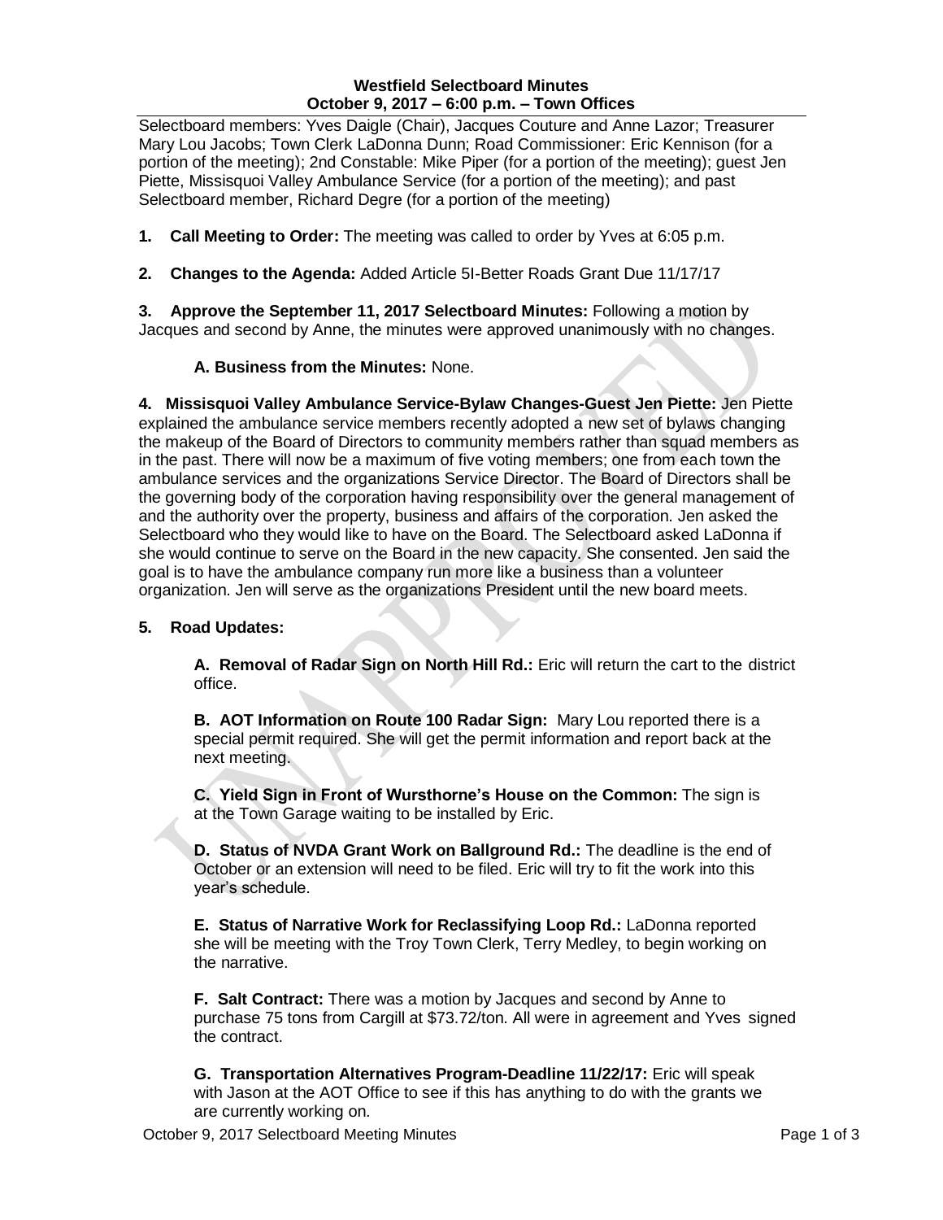**Westfield Selectboard Minutes**
**October 9, 2017 – 6:00 p.m. – Town Offices**

Selectboard members: Yves Daigle (Chair), Jacques Couture and Anne Lazor; Treasurer Mary Lou Jacobs; Town Clerk LaDonna Dunn; Road Commissioner: Eric Kennison (for a portion of the meeting); 2nd Constable: Mike Piper (for a portion of the meeting); guest Jen Piette, Missisquoi Valley Ambulance Service (for a portion of the meeting); and past Selectboard member, Richard Degre (for a portion of the meeting)

**1. Call Meeting to Order:** The meeting was called to order by Yves at 6:05 p.m.

**2. Changes to the Agenda:** Added Article 5I-Better Roads Grant Due 11/17/17

**3. Approve the September 11, 2017 Selectboard Minutes:** Following a motion by Jacques and second by Anne, the minutes were approved unanimously with no changes.

**A. Business from the Minutes:** None.

**4. Missisquoi Valley Ambulance Service-Bylaw Changes-Guest Jen Piette:** Jen Piette explained the ambulance service members recently adopted a new set of bylaws changing the makeup of the Board of Directors to community members rather than squad members as in the past. There will now be a maximum of five voting members; one from each town the ambulance services and the organizations Service Director. The Board of Directors shall be the governing body of the corporation having responsibility over the general management of and the authority over the property, business and affairs of the corporation. Jen asked the Selectboard who they would like to have on the Board. The Selectboard asked LaDonna if she would continue to serve on the Board in the new capacity. She consented. Jen said the goal is to have the ambulance company run more like a business than a volunteer organization. Jen will serve as the organizations President until the new board meets.

**5. Road Updates:**

**A. Removal of Radar Sign on North Hill Rd.:** Eric will return the cart to the district office.

**B. AOT Information on Route 100 Radar Sign:** Mary Lou reported there is a special permit required. She will get the permit information and report back at the next meeting.

**C. Yield Sign in Front of Wursthorne's House on the Common:** The sign is at the Town Garage waiting to be installed by Eric.

**D. Status of NVDA Grant Work on Ballground Rd.:** The deadline is the end of October or an extension will need to be filed. Eric will try to fit the work into this year's schedule.

**E. Status of Narrative Work for Reclassifying Loop Rd.:** LaDonna reported she will be meeting with the Troy Town Clerk, Terry Medley, to begin working on the narrative.

**F. Salt Contract:** There was a motion by Jacques and second by Anne to purchase 75 tons from Cargill at $73.72/ton. All were in agreement and Yves signed the contract.

**G. Transportation Alternatives Program-Deadline 11/22/17:** Eric will speak with Jason at the AOT Office to see if this has anything to do with the grants we are currently working on.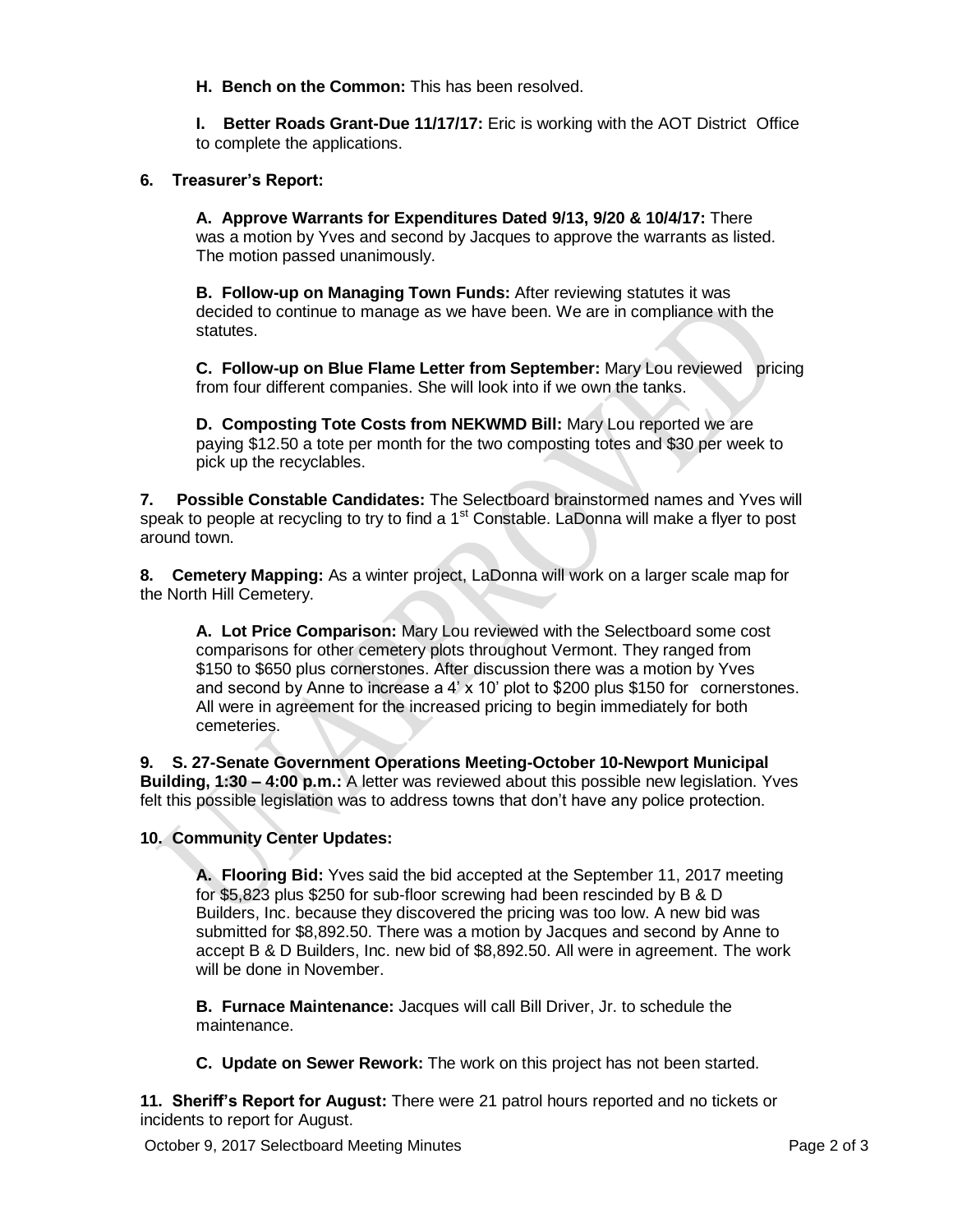**H. Bench on the Common:** This has been resolved.

**I. Better Roads Grant-Due 11/17/17:** Eric is working with the AOT District Office to complete the applications.

**6. Treasurer's Report:**

**A. Approve Warrants for Expenditures Dated 9/13, 9/20 & 10/4/17:** There was a motion by Yves and second by Jacques to approve the warrants as listed. The motion passed unanimously.

**B. Follow-up on Managing Town Funds:** After reviewing statutes it was decided to continue to manage as we have been. We are in compliance with the statutes.

**C. Follow-up on Blue Flame Letter from September:** Mary Lou reviewed pricing from four different companies. She will look into if we own the tanks.

**D. Composting Tote Costs from NEKWMD Bill:** Mary Lou reported we are paying $12.50 a tote per month for the two composting totes and $30 per week to pick up the recyclables.

**7. Possible Constable Candidates:** The Selectboard brainstormed names and Yves will speak to people at recycling to try to find a 1st Constable. LaDonna will make a flyer to post around town.

**8. Cemetery Mapping:** As a winter project, LaDonna will work on a larger scale map for the North Hill Cemetery.

**A. Lot Price Comparison:** Mary Lou reviewed with the Selectboard some cost comparisons for other cemetery plots throughout Vermont. They ranged from $150 to $650 plus cornerstones. After discussion there was a motion by Yves and second by Anne to increase a 4' x 10' plot to $200 plus $150 for cornerstones. All were in agreement for the increased pricing to begin immediately for both cemeteries.

**9. S. 27-Senate Government Operations Meeting-October 10-Newport Municipal Building, 1:30 – 4:00 p.m.:** A letter was reviewed about this possible new legislation. Yves felt this possible legislation was to address towns that don't have any police protection.

**10. Community Center Updates:**

**A. Flooring Bid:** Yves said the bid accepted at the September 11, 2017 meeting for $5,823 plus $250 for sub-floor screwing had been rescinded by B & D Builders, Inc. because they discovered the pricing was too low. A new bid was submitted for $8,892.50. There was a motion by Jacques and second by Anne to accept B & D Builders, Inc. new bid of $8,892.50. All were in agreement. The work will be done in November.

**B. Furnace Maintenance:** Jacques will call Bill Driver, Jr. to schedule the maintenance.

**C. Update on Sewer Rework:** The work on this project has not been started.

**11. Sheriff's Report for August:** There were 21 patrol hours reported and no tickets or incidents to report for August.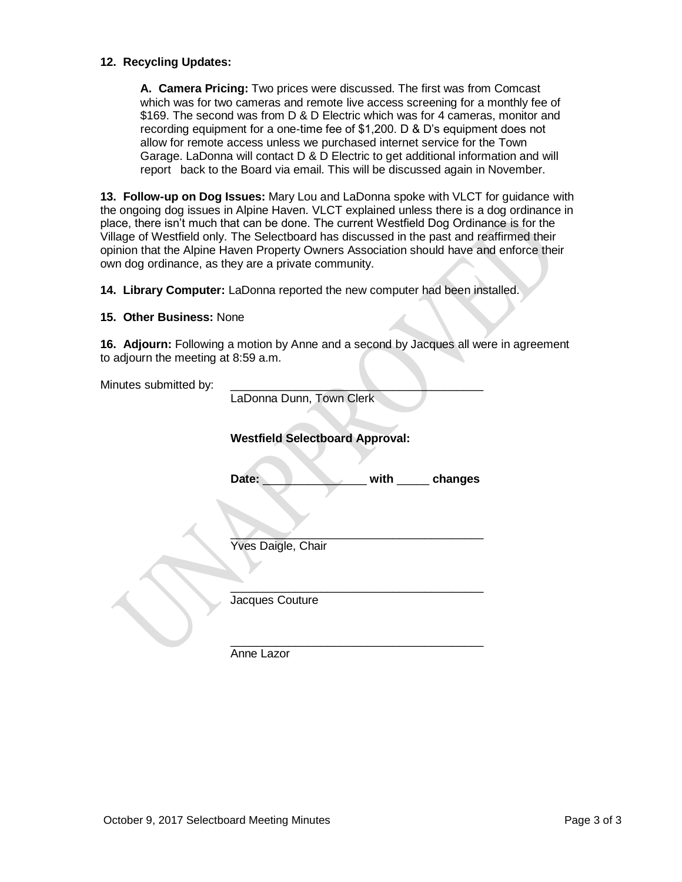**12. Recycling Updates:**

**A. Camera Pricing:** Two prices were discussed. The first was from Comcast which was for two cameras and remote live access screening for a monthly fee of $169. The second was from D & D Electric which was for 4 cameras, monitor and recording equipment for a one-time fee of $1,200. D & D's equipment does not allow for remote access unless we purchased internet service for the Town Garage. LaDonna will contact D & D Electric to get additional information and will report back to the Board via email. This will be discussed again in November.

**13. Follow-up on Dog Issues:** Mary Lou and LaDonna spoke with VLCT for guidance with the ongoing dog issues in Alpine Haven. VLCT explained unless there is a dog ordinance in place, there isn't much that can be done. The current Westfield Dog Ordinance is for the Village of Westfield only. The Selectboard has discussed in the past and reaffirmed their opinion that the Alpine Haven Property Owners Association should have and enforce their own dog ordinance, as they are a private community.

**14. Library Computer:** LaDonna reported the new computer had been installed.

**15. Other Business:** None

**16. Adjourn:** Following a motion by Anne and a second by Jacques all were in agreement to adjourn the meeting at 8:59 a.m.

Minutes submitted by: _______________________________________

LaDonna Dunn, Town Clerk

**Westfield Selectboard Approval:**

**Date:** _______________ **with** _____ **changes**

_______________________________________

Yves Daigle, Chair

_______________________________________

Jacques Couture

_______________________________________

Anne Lazor

UNAPPROVED